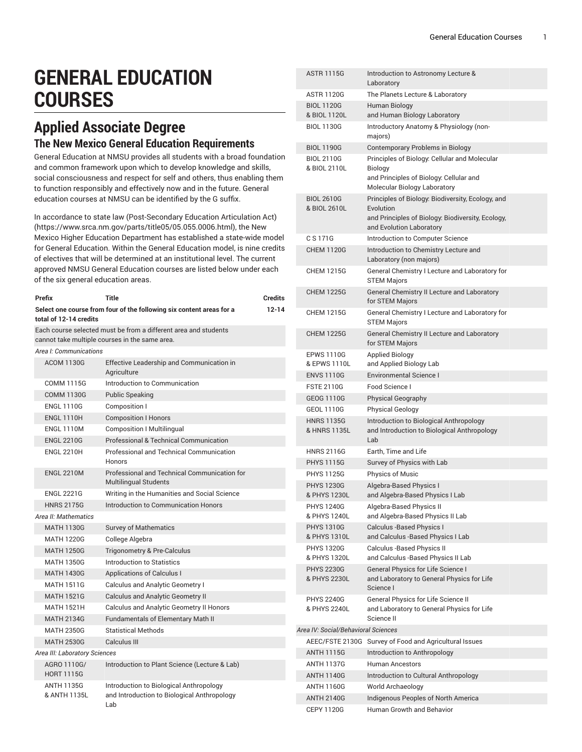# GENERAL EDUCATION COURSES

## Applied Associate Degree

### The New Mexico General Education Requirements

General Education at NMSU provides all students with a broad foundation and common framework upon which to develop knowledge and skills, social consciousness and respect for self and others, thus enabling them to function responsibly and effectively now and in the future. General education courses at NMSU can be identified by the G suffix.

In accordance to state law (Post-Secondary Education Articulation Act) (https://www.srca.nm.gov/parts/title05/05.055.0006.html), the New Mexico Higher Education Department has established a state-wide model for General Education. Within the General Education model, is nine credits of electives that will be determined at an institutional level. The current approved NMSU General Education courses are listed below under each of the six general education areas.

| Prefix | Title | Credits |
|---|---|---|
| **Select one course from four of the following six content areas for a total of 12-14 credits** | | **12-14** |
| Each course selected must be from a different area and students cannot take multiple courses in the same area. | | |
| *Area I: Communications* | | |
| ACOM 1130G | Effective Leadership and Communication in Agriculture | |
| COMM 1115G | Introduction to Communication | |
| COMM 1130G | Public Speaking | |
| ENGL 1110G | Composition I | |
| ENGL 1110H | Composition I Honors | |
| ENGL 1110M | Composition I Multilingual | |
| ENGL 2210G | Professional & Technical Communication | |
| ENGL 2210H | Professional and Technical Communication Honors | |
| ENGL 2210M | Professional and Technical Communication for Multilingual Students | |
| ENGL 2221G | Writing in the Humanities and Social Science | |
| HNRS 2175G | Introduction to Communication Honors | |
| *Area II: Mathematics* | | |
| MATH 1130G | Survey of Mathematics | |
| MATH 1220G | College Algebra | |
| MATH 1250G | Trigonometry & Pre-Calculus | |
| MATH 1350G | Introduction to Statistics | |
| MATH 1430G | Applications of Calculus I | |
| MATH 1511G | Calculus and Analytic Geometry I | |
| MATH 1521G | Calculus and Analytic Geometry II | |
| MATH 1521H | Calculus and Analytic Geometry II Honors | |
| MATH 2134G | Fundamentals of Elementary Math II | |
| MATH 2350G | Statistical Methods | |
| MATH 2530G | Calculus III | |
| *Area III: Laboratory Sciences* | | |
| AGRO 1110G/ HORT 1115G | Introduction to Plant Science (Lecture & Lab) | |
| ANTH 1135G & ANTH 1135L | Introduction to Biological Anthropology and Introduction to Biological Anthropology Lab | |
| ASTR 1115G | Introduction to Astronomy Lecture & Laboratory | |
| ASTR 1120G | The Planets Lecture & Laboratory | |
| BIOL 1120G & BIOL 1120L | Human Biology and Human Biology Laboratory | |
| BIOL 1130G | Introductory Anatomy & Physiology (non-majors) | |
| BIOL 1190G | Contemporary Problems in Biology | |
| BIOL 2110G & BIOL 2110L | Principles of Biology: Cellular and Molecular Biology and Principles of Biology: Cellular and Molecular Biology Laboratory | |
| BIOL 2610G & BIOL 2610L | Principles of Biology: Biodiversity, Ecology, and Evolution and Principles of Biology: Biodiversity, Ecology, and Evolution Laboratory | |
| C S 171G | Introduction to Computer Science | |
| CHEM 1120G | Introduction to Chemistry Lecture and Laboratory (non majors) | |
| CHEM 1215G | General Chemistry I Lecture and Laboratory for STEM Majors | |
| CHEM 1225G | General Chemistry II Lecture and Laboratory for STEM Majors | |
| CHEM 1215G | General Chemistry I Lecture and Laboratory for STEM Majors | |
| CHEM 1225G | General Chemistry II Lecture and Laboratory for STEM Majors | |
| EPWS 1110G & EPWS 1110L | Applied Biology and Applied Biology Lab | |
| ENVS 1110G | Environmental Science I | |
| FSTE 2110G | Food Science I | |
| GEOG 1110G | Physical Geography | |
| GEOL 1110G | Physical Geology | |
| HNRS 1135G & HNRS 1135L | Introduction to Biological Anthropology and Introduction to Biological Anthropology Lab | |
| HNRS 2116G | Earth, Time and Life | |
| PHYS 1115G | Survey of Physics with Lab | |
| PHYS 1125G | Physics of Music | |
| PHYS 1230G & PHYS 1230L | Algebra-Based Physics I and Algebra-Based Physics I Lab | |
| PHYS 1240G & PHYS 1240L | Algebra-Based Physics II and Algebra-Based Physics II Lab | |
| PHYS 1310G & PHYS 1310L | Calculus -Based Physics I and Calculus -Based Physics I Lab | |
| PHYS 1320G & PHYS 1320L | Calculus -Based Physics II and Calculus -Based Physics II Lab | |
| PHYS 2230G & PHYS 2230L | General Physics for Life Science I and Laboratory to General Physics for Life Science I | |
| PHYS 2240G & PHYS 2240L | General Physics for Life Science II and Laboratory to General Physics for Life Science II | |
| *Area IV: Social/Behavioral Sciences* | | |
| AEEC/FSTE 2130G | Survey of Food and Agricultural Issues | |
| ANTH 1115G | Introduction to Anthropology | |
| ANTH 1137G | Human Ancestors | |
| ANTH 1140G | Introduction to Cultural Anthropology | |
| ANTH 1160G | World Archaeology | |
| ANTH 2140G | Indigenous Peoples of North America | |
| CEPY 1120G | Human Growth and Behavior | |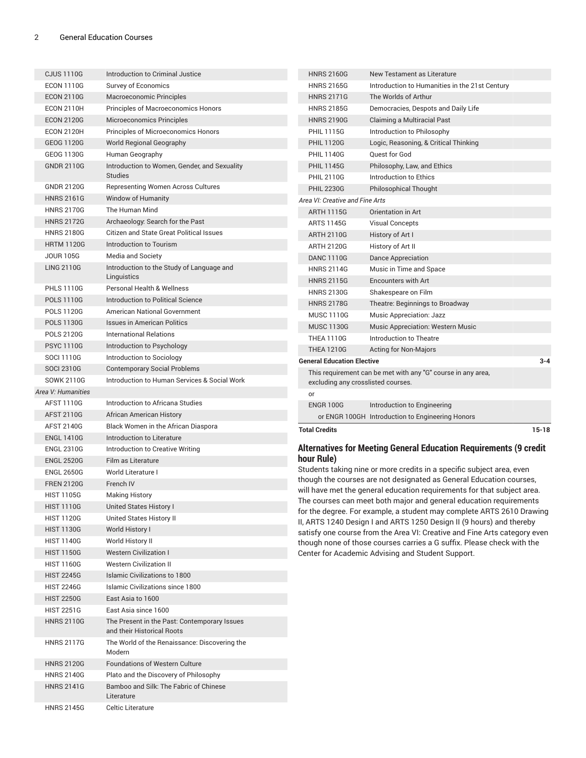| | | |
|---|---|---|
| CJUS 1110G | Introduction to Criminal Justice | |
| ECON 1110G | Survey of Economics | |
| ECON 2110G | Macroeconomic Principles | |
| ECON 2110H | Principles of Macroeconomics Honors | |
| ECON 2120G | Microeconomics Principles | |
| ECON 2120H | Principles of Microeconomics Honors | |
| GEOG 1120G | World Regional Geography | |
| GEOG 1130G | Human Geography | |
| GNDR 2110G | Introduction to Women, Gender, and Sexuality Studies | |
| GNDR 2120G | Representing Women Across Cultures | |
| HNRS 2161G | Window of Humanity | |
| HNRS 2170G | The Human Mind | |
| HNRS 2172G | Archaeology: Search for the Past | |
| HNRS 2180G | Citizen and State Great Political Issues | |
| HRTM 1120G | Introduction to Tourism | |
| JOUR 105G | Media and Society | |
| LING 2110G | Introduction to the Study of Language and Linguistics | |
| PHLS 1110G | Personal Health & Wellness | |
| POLS 1110G | Introduction to Political Science | |
| POLS 1120G | American National Government | |
| POLS 1130G | Issues in American Politics | |
| POLS 2120G | International Relations | |
| PSYC 1110G | Introduction to Psychology | |
| SOCI 1110G | Introduction to Sociology | |
| SOCI 2310G | Contemporary Social Problems | |
| SOWK 2110G | Introduction to Human Services & Social Work | |
| *Area V: Humanities* | | |
| AFST 1110G | Introduction to Africana Studies | |
| AFST 2110G | African American History | |
| AFST 2140G | Black Women in the African Diaspora | |
| ENGL 1410G | Introduction to Literature | |
| ENGL 2310G | Introduction to Creative Writing | |
| ENGL 2520G | Film as Literature | |
| ENGL 2650G | World Literature I | |
| FREN 2120G | French IV | |
| HIST 1105G | Making History | |
| HIST 1110G | United States History I | |
| HIST 1120G | United States History II | |
| HIST 1130G | World History I | |
| HIST 1140G | World History II | |
| HIST 1150G | Western Civilization I | |
| HIST 1160G | Western Civilization II | |
| HIST 2245G | Islamic Civilizations to 1800 | |
| HIST 2246G | Islamic Civilizations since 1800 | |
| HIST 2250G | East Asia to 1600 | |
| HIST 2251G | East Asia since 1600 | |
| HNRS 2110G | The Present in the Past: Contemporary Issues and their Historical Roots | |
| HNRS 2117G | The World of the Renaissance: Discovering the Modern | |
| HNRS 2120G | Foundations of Western Culture | |
| HNRS 2140G | Plato and the Discovery of Philosophy | |
| HNRS 2141G | Bamboo and Silk: The Fabric of Chinese Literature | |
| HNRS 2145G | Celtic Literature | |
| HNRS 2160G | New Testament as Literature | |
| HNRS 2165G | Introduction to Humanities in the 21st Century | |
| HNRS 2171G | The Worlds of Arthur | |
| HNRS 2185G | Democracies, Despots and Daily Life | |
| HNRS 2190G | Claiming a Multiracial Past | |
| PHIL 1115G | Introduction to Philosophy | |
| PHIL 1120G | Logic, Reasoning, & Critical Thinking | |
| PHIL 1140G | Quest for God | |
| PHIL 1145G | Philosophy, Law, and Ethics | |
| PHIL 2110G | Introduction to Ethics | |
| PHIL 2230G | Philosophical Thought | |
| *Area VI: Creative and Fine Arts* | | |
| ARTH 1115G | Orientation in Art | |
| ARTS 1145G | Visual Concepts | |
| ARTH 2110G | History of Art I | |
| ARTH 2120G | History of Art II | |
| DANC 1110G | Dance Appreciation | |
| HNRS 2114G | Music in Time and Space | |
| HNRS 2115G | Encounters with Art | |
| HNRS 2130G | Shakespeare on Film | |
| HNRS 2178G | Theatre: Beginnings to Broadway | |
| MUSC 1110G | Music Appreciation: Jazz | |
| MUSC 1130G | Music Appreciation: Western Music | |
| THEA 1110G | Introduction to Theatre | |
| THEA 1210G | Acting for Non-Majors | |
| **General Education Elective** | | **3-4** |
| This requirement can be met with any "G" course in any area, excluding any crosslisted courses. | | |
| or | | |
| ENGR 100G | Introduction to Engineering | |
| or ENGR 100GH | Introduction to Engineering Honors | |
| **Total Credits** | | **15-18** |

## Alternatives for Meeting General Education Requirements (9 credit hour Rule)

Students taking nine or more credits in a specific subject area, even though the courses are not designated as General Education courses, will have met the general education requirements for that subject area. The courses can meet both major and general education requirements for the degree. For example, a student may complete ARTS 2610 Drawing II, ARTS 1240 Design I and ARTS 1250 Design II (9 hours) and thereby satisfy one course from the Area VI: Creative and Fine Arts category even though none of those courses carries a G suffix. Please check with the Center for Academic Advising and Student Support.